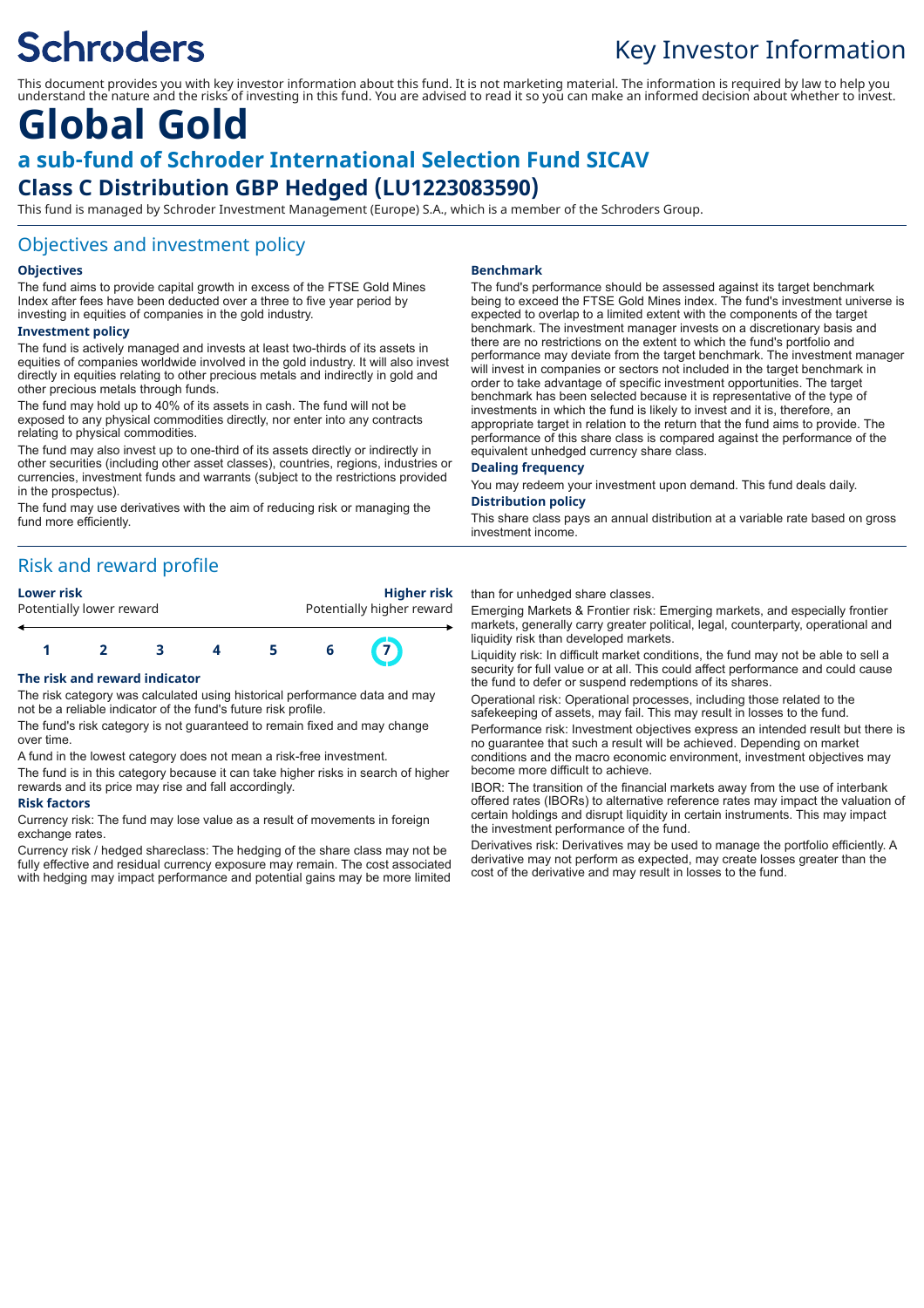Schroders

# Key Investor Information

This document provides you with key investor information about this fund. It is not marketing material. The information is required by law to help you understand the nature and the risks of investing in this fund. You are advised to read it so you can make an informed decision about whether to invest.

# Global Gold

## a sub-fund of Schroder International Selection Fund SICAV

## Class C Distribution GBP Hedged (LU1223083590)

This fund is managed by Schroder Investment Management (Europe) S.A., which is a member of the Schroders Group.

## Objectives and investment policy

### Objectives

The fund aims to provide capital growth in excess of the FTSE Gold Mines Index after fees have been deducted over a three to five year period by investing in equities of companies in the gold industry.

### Investment policy

The fund is actively managed and invests at least two-thirds of its assets in equities of companies worldwide involved in the gold industry. It will also invest directly in equities relating to other precious metals and indirectly in gold and other precious metals through funds.

The fund may hold up to 40% of its assets in cash. The fund will not be exposed to any physical commodities directly, nor enter into any contracts relating to physical commodities.

The fund may also invest up to one-third of its assets directly or indirectly in other securities (including other asset classes), countries, regions, industries or currencies, investment funds and warrants (subject to the restrictions provided in the prospectus).

The fund may use derivatives with the aim of reducing risk or managing the fund more efficiently.

### Benchmark

The fund's performance should be assessed against its target benchmark being to exceed the FTSE Gold Mines index. The fund's investment universe is expected to overlap to a limited extent with the components of the target benchmark. The investment manager invests on a discretionary basis and there are no restrictions on the extent to which the fund's portfolio and performance may deviate from the target benchmark. The investment manager will invest in companies or sectors not included in the target benchmark in order to take advantage of specific investment opportunities. The target benchmark has been selected because it is representative of the type of investments in which the fund is likely to invest and it is, therefore, an appropriate target in relation to the return that the fund aims to provide. The performance of this share class is compared against the performance of the equivalent unhedged currency share class.

### Dealing frequency

You may redeem your investment upon demand. This fund deals daily.

### Distribution policy

This share class pays an annual distribution at a variable rate based on gross investment income.

## Risk and reward profile

**Lower risk** — Potentially lower reward

**Higher risk** — Potentially higher reward

1 2 3 4 5 6 **7**

### The risk and reward indicator

The risk category was calculated using historical performance data and may not be a reliable indicator of the fund's future risk profile.

The fund's risk category is not guaranteed to remain fixed and may change over time.

A fund in the lowest category does not mean a risk-free investment.

The fund is in this category because it can take higher risks in search of higher rewards and its price may rise and fall accordingly.

### Risk factors

Currency risk: The fund may lose value as a result of movements in foreign exchange rates.

Currency risk / hedged shareclass: The hedging of the share class may not be fully effective and residual currency exposure may remain. The cost associated with hedging may impact performance and potential gains may be more limited than for unhedged share classes.

Emerging Markets & Frontier risk: Emerging markets, and especially frontier markets, generally carry greater political, legal, counterparty, operational and liquidity risk than developed markets.

Liquidity risk: In difficult market conditions, the fund may not be able to sell a security for full value or at all. This could affect performance and could cause the fund to defer or suspend redemptions of its shares.

Operational risk: Operational processes, including those related to the safekeeping of assets, may fail. This may result in losses to the fund.

Performance risk: Investment objectives express an intended result but there is no guarantee that such a result will be achieved. Depending on market conditions and the macro economic environment, investment objectives may become more difficult to achieve.

IBOR: The transition of the financial markets away from the use of interbank offered rates (IBORs) to alternative reference rates may impact the valuation of certain holdings and disrupt liquidity in certain instruments. This may impact the investment performance of the fund.

Derivatives risk: Derivatives may be used to manage the portfolio efficiently. A derivative may not perform as expected, may create losses greater than the cost of the derivative and may result in losses to the fund.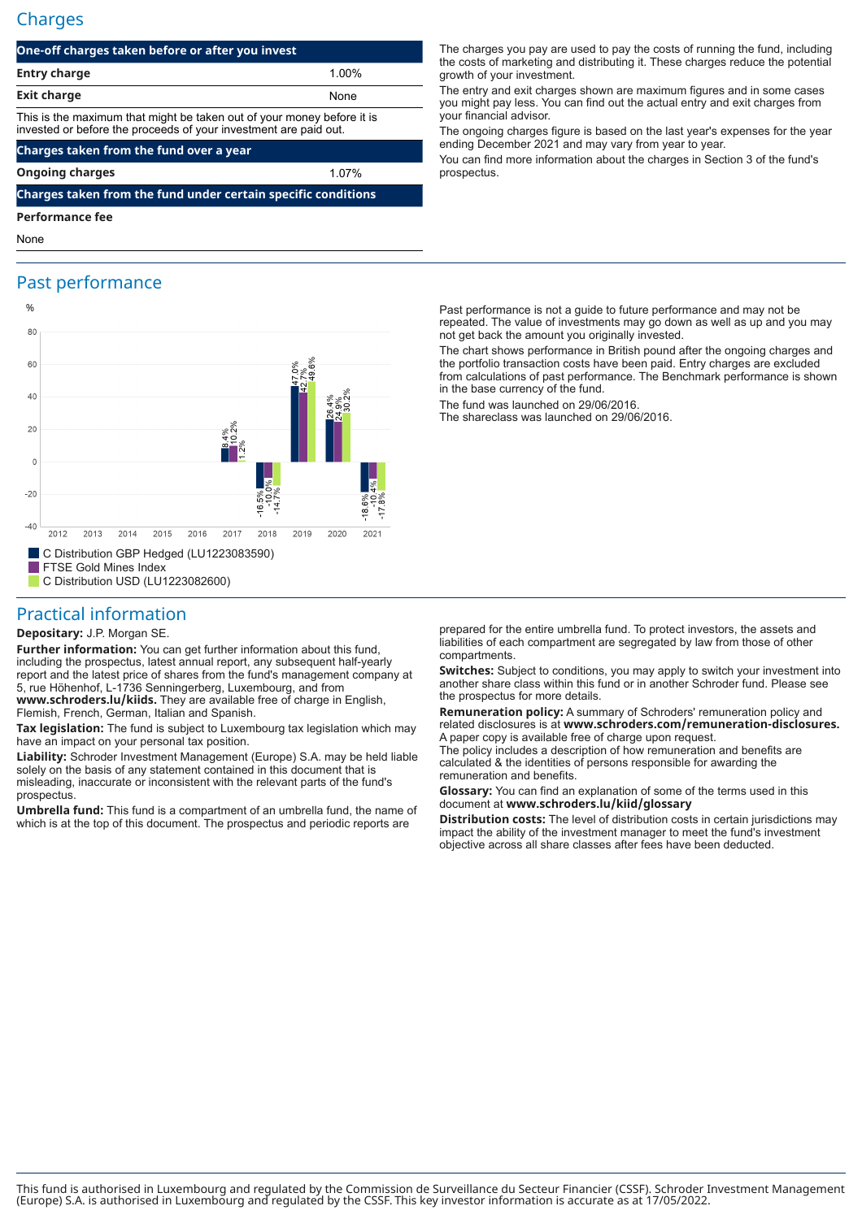## Charges

| One-off charges taken before or after you invest | |
|---|---|
| **Entry charge** | 1.00% |
| **Exit charge** | None |
| This is the maximum that might be taken out of your money before it is invested or before the proceeds of your investment are paid out. | |
| **Charges taken from the fund over a year** | |
| **Ongoing charges** | 1.07% |
| **Charges taken from the fund under certain specific conditions** | |
| **Performance fee** | |
| None | |

The charges you pay are used to pay the costs of running the fund, including the costs of marketing and distributing it. These charges reduce the potential growth of your investment.

The entry and exit charges shown are maximum figures and in some cases you might pay less. You can find out the actual entry and exit charges from your financial advisor.

The ongoing charges figure is based on the last year's expenses for the year ending December 2021 and may vary from year to year.

You can find more information about the charges in Section 3 of the fund's prospectus.

## Past performance

%

80
60
40
20
0
-20
-40

2012 2013 2014 2015 2016 2017 2018 2019 2020 2021

2017: 8.4% 10.2% 1.2%
2018: -16.5% -10.0% -14.7%
2019: 47.0% 42.7% 49.6%
2020: 26.4% 24.9% 30.2%
2021: -18.6% -10.4% -17.8%

C Distribution GBP Hedged (LU1223083590)
FTSE Gold Mines Index
C Distribution USD (LU1223082600)

Past performance is not a guide to future performance and may not be repeated. The value of investments may go down as well as up and you may not get back the amount you originally invested.

The chart shows performance in British pound after the ongoing charges and the portfolio transaction costs have been paid. Entry charges are excluded from calculations of past performance. The Benchmark performance is shown in the base currency of the fund.

The fund was launched on 29/06/2016.
The shareclass was launched on 29/06/2016.

## Practical information

**Depositary:** J.P. Morgan SE.

**Further information:** You can get further information about this fund, including the prospectus, latest annual report, any subsequent half-yearly report and the latest price of shares from the fund's management company at 5, rue Höhenhof, L-1736 Senningerberg, Luxembourg, and from **www.schroders.lu/kiids.** They are available free of charge in English, Flemish, French, German, Italian and Spanish.

**Tax legislation:** The fund is subject to Luxembourg tax legislation which may have an impact on your personal tax position.

**Liability:** Schroder Investment Management (Europe) S.A. may be held liable solely on the basis of any statement contained in this document that is misleading, inaccurate or inconsistent with the relevant parts of the fund's prospectus.

**Umbrella fund:** This fund is a compartment of an umbrella fund, the name of which is at the top of this document. The prospectus and periodic reports are prepared for the entire umbrella fund. To protect investors, the assets and liabilities of each compartment are segregated by law from those of other compartments.

**Switches:** Subject to conditions, you may apply to switch your investment into another share class within this fund or in another Schroder fund. Please see the prospectus for more details.

**Remuneration policy:** A summary of Schroders' remuneration policy and related disclosures is at **www.schroders.com/remuneration-disclosures.** A paper copy is available free of charge upon request.
The policy includes a description of how remuneration and benefits are calculated & the identities of persons responsible for awarding the remuneration and benefits.

**Glossary:** You can find an explanation of some of the terms used in this document at **www.schroders.lu/kiid/glossary**

**Distribution costs:** The level of distribution costs in certain jurisdictions may impact the ability of the investment manager to meet the fund's investment objective across all share classes after fees have been deducted.

This fund is authorised in Luxembourg and regulated by the Commission de Surveillance du Secteur Financier (CSSF). Schroder Investment Management (Europe) S.A. is authorised in Luxembourg and regulated by the CSSF. This key investor information is accurate as at 17/05/2022.